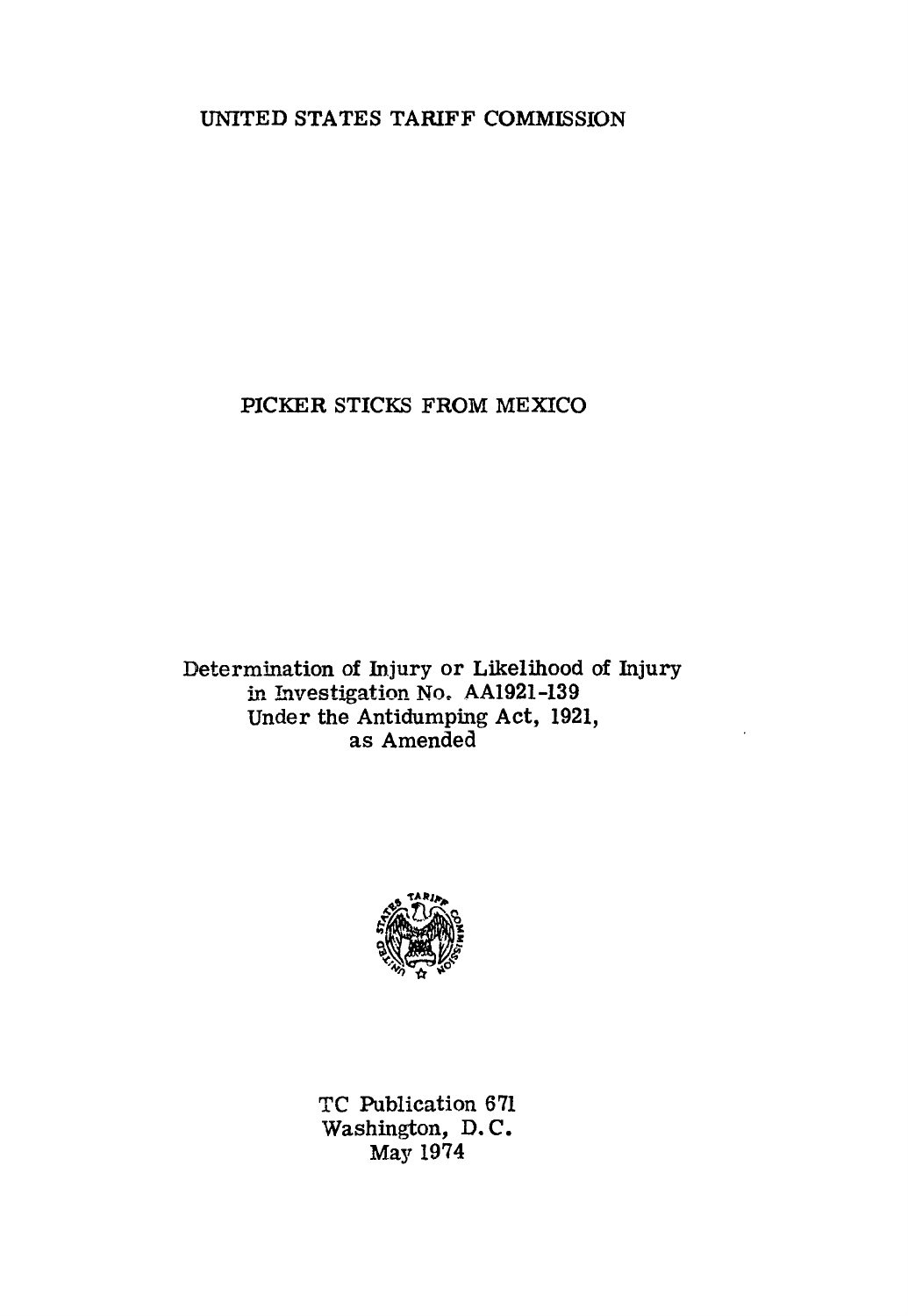# UNITED STATES TARIFF COMMISSION

## PICKER STICKS FROM MEXICO

Determination of Injury or Likelihood of Injury
in Investigation No. AA1921-139
Under the Antidumping Act, 1921,
as Amended

TC Publication 671
Washington, D. C.
May 1974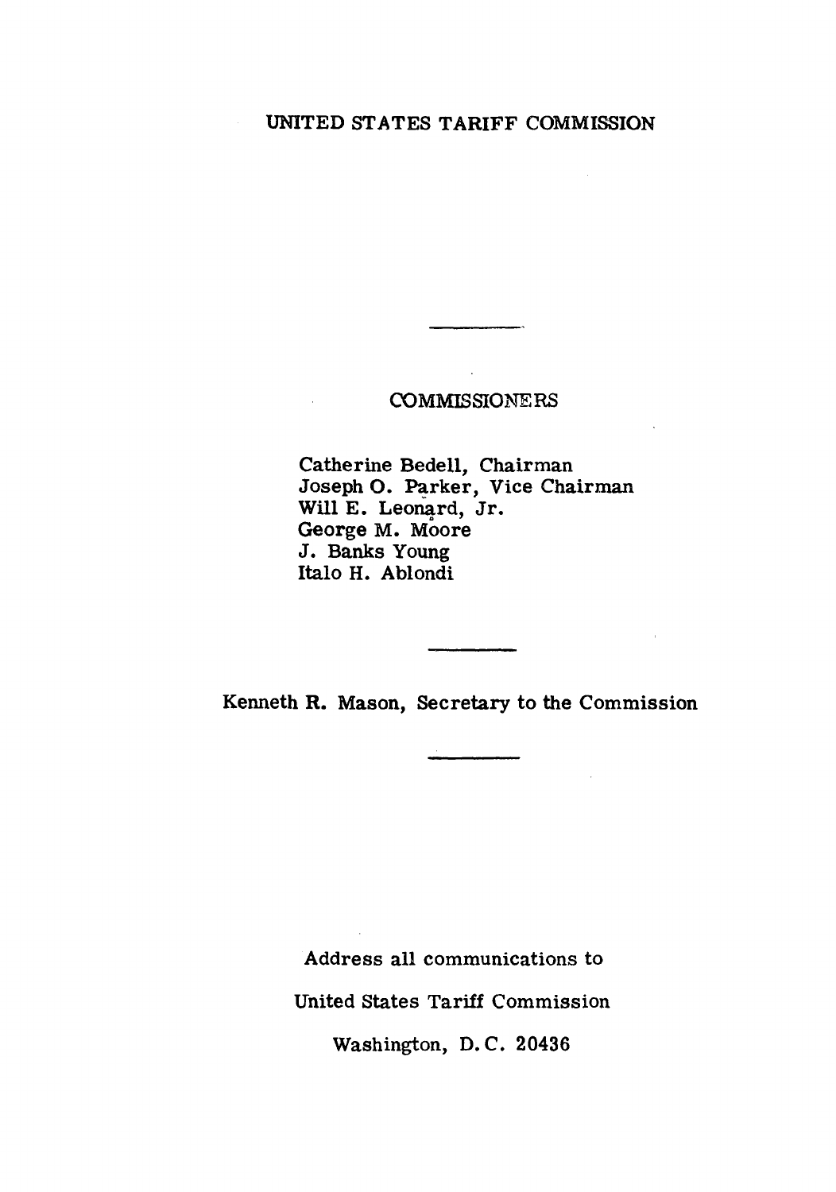UNITED STATES TARIFF COMMISSION

---

COMMISSIONERS

Catherine Bedell, Chairman
Joseph O. Parker, Vice Chairman
Will E. Leonard, Jr.
George M. Moore
J. Banks Young
Italo H. Ablondi

---

Kenneth R. Mason, Secretary to the Commission

---

Address all communications to

United States Tariff Commission

Washington, D. C. 20436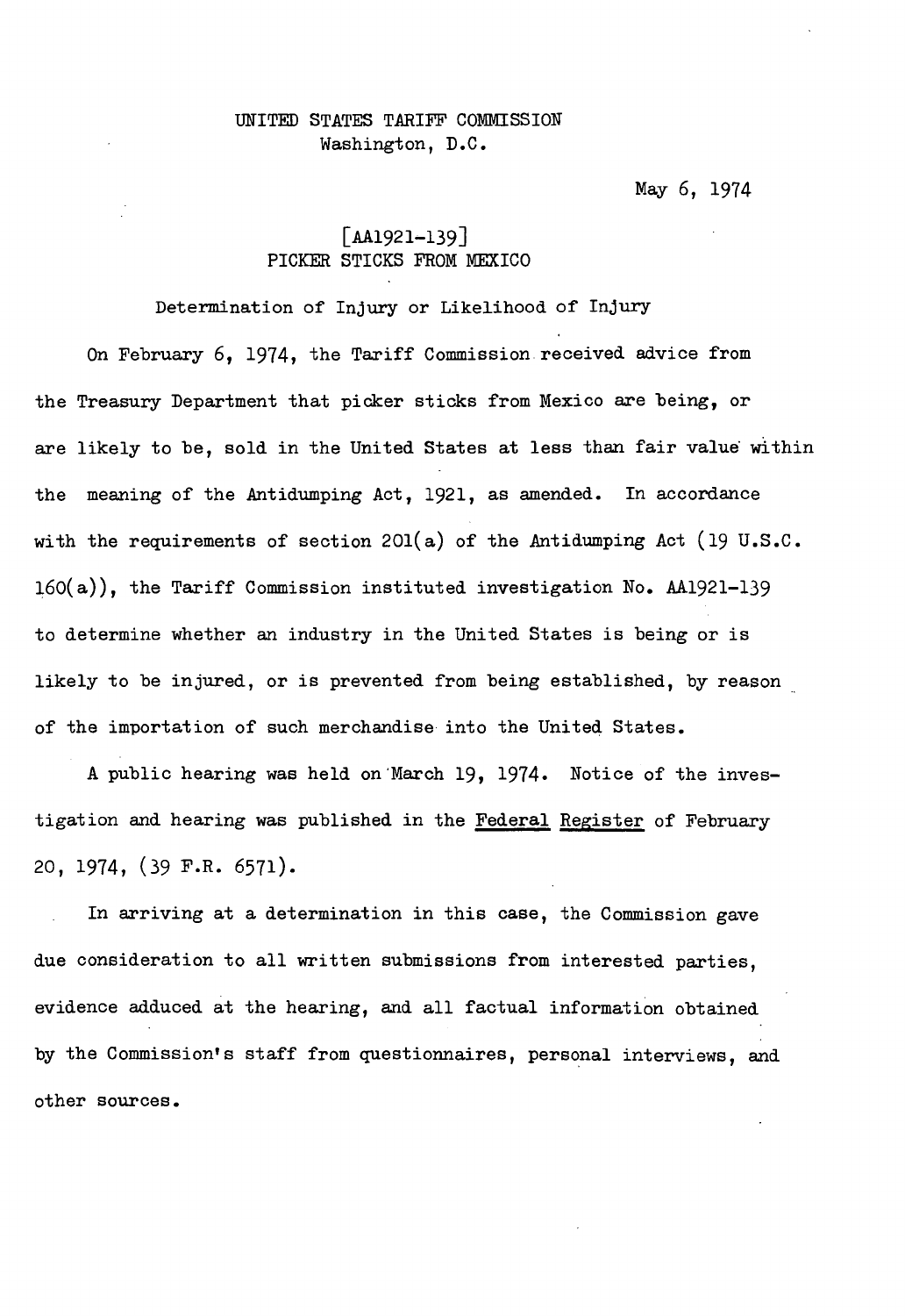UNITED STATES TARIFF COMMISSION
Washington, D.C.

May 6, 1974

[AA1921-139]
PICKER STICKS FROM MEXICO

Determination of Injury or Likelihood of Injury

On February 6, 1974, the Tariff Commission received advice from the Treasury Department that picker sticks from Mexico are being, or are likely to be, sold in the United States at less than fair value within the meaning of the Antidumping Act, 1921, as amended. In accordance with the requirements of section 201(a) of the Antidumping Act (19 U.S.C. 160(a)), the Tariff Commission instituted investigation No. AA1921-139 to determine whether an industry in the United States is being or is likely to be injured, or is prevented from being established, by reason of the importation of such merchandise into the United States.

A public hearing was held on March 19, 1974. Notice of the investigation and hearing was published in the Federal Register of February 20, 1974, (39 F.R. 6571).

In arriving at a determination in this case, the Commission gave due consideration to all written submissions from interested parties, evidence adduced at the hearing, and all factual information obtained by the Commission's staff from questionnaires, personal interviews, and other sources.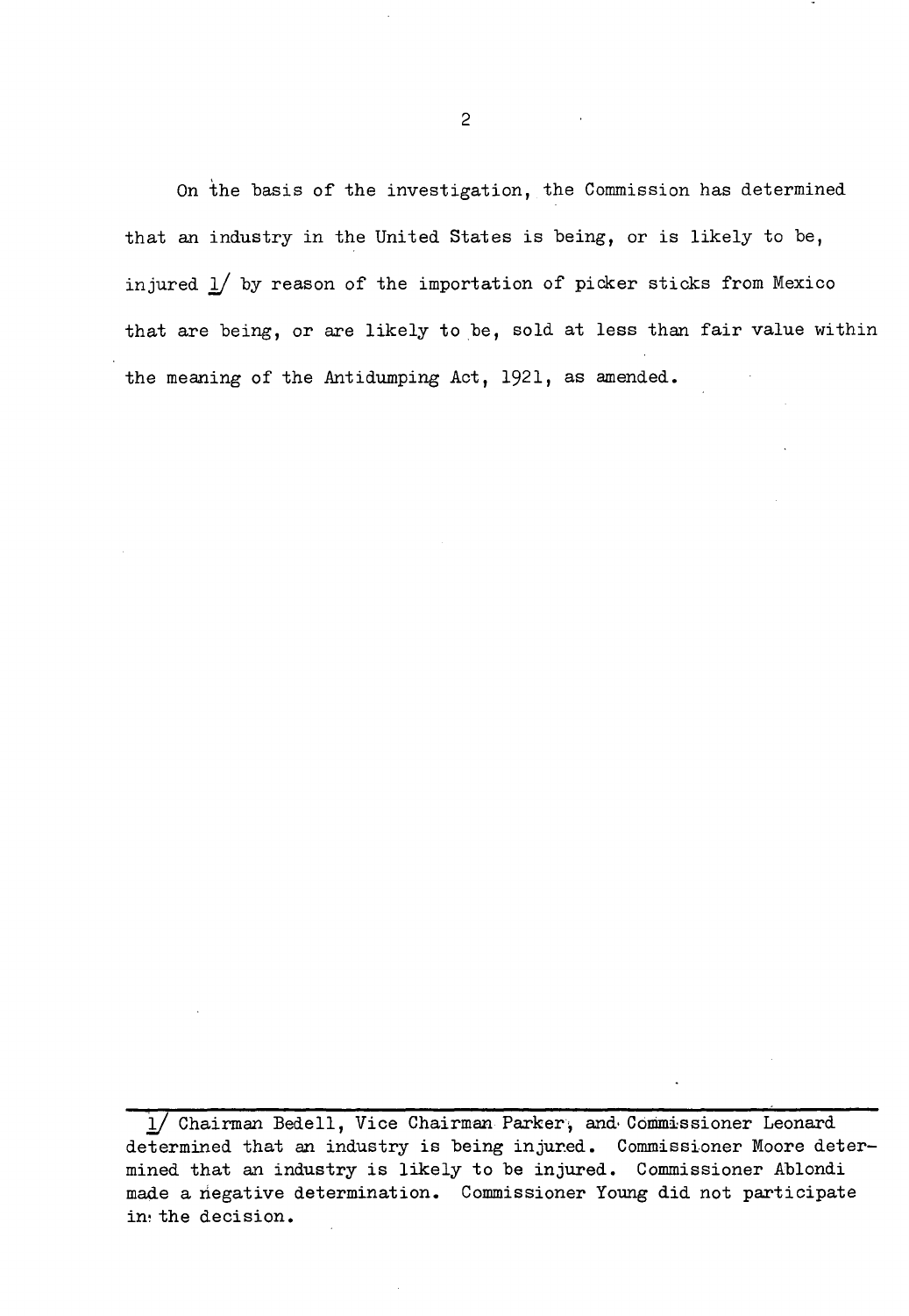On the basis of the investigation, the Commission has determined that an industry in the United States is being, or is likely to be, injured 1/ by reason of the importation of picker sticks from Mexico that are being, or are likely to be, sold at less than fair value within the meaning of the Antidumping Act, 1921, as amended.

---

1/ Chairman Bedell, Vice Chairman Parker, and Commissioner Leonard determined that an industry is being injured. Commissioner Moore determined that an industry is likely to be injured. Commissioner Ablondi made a negative determination. Commissioner Young did not participate in the decision.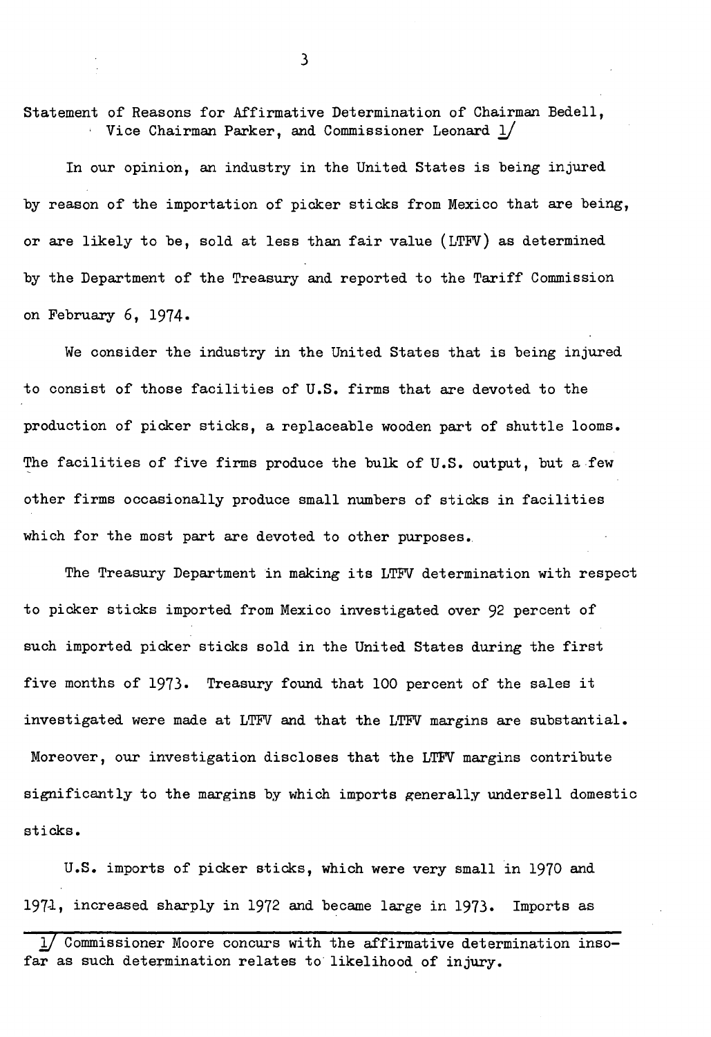Statement of Reasons for Affirmative Determination of Chairman Bedell, Vice Chairman Parker, and Commissioner Leonard [1]

In our opinion, an industry in the United States is being injured by reason of the importation of picker sticks from Mexico that are being, or are likely to be, sold at less than fair value (LTFV) as determined by the Department of the Treasury and reported to the Tariff Commission on February 6, 1974.

We consider the industry in the United States that is being injured to consist of those facilities of U.S. firms that are devoted to the production of picker sticks, a replaceable wooden part of shuttle looms. The facilities of five firms produce the bulk of U.S. output, but a few other firms occasionally produce small numbers of sticks in facilities which for the most part are devoted to other purposes.

The Treasury Department in making its LTFV determination with respect to picker sticks imported from Mexico investigated over 92 percent of such imported picker sticks sold in the United States during the first five months of 1973. Treasury found that 100 percent of the sales it investigated were made at LTFV and that the LTFV margins are substantial. Moreover, our investigation discloses that the LTFV margins contribute significantly to the margins by which imports generally undersell domestic sticks.

U.S. imports of picker sticks, which were very small in 1970 and 1971, increased sharply in 1972 and became large in 1973. Imports as

[1] Commissioner Moore concurs with the affirmative determination insofar as such determination relates to likelihood of injury.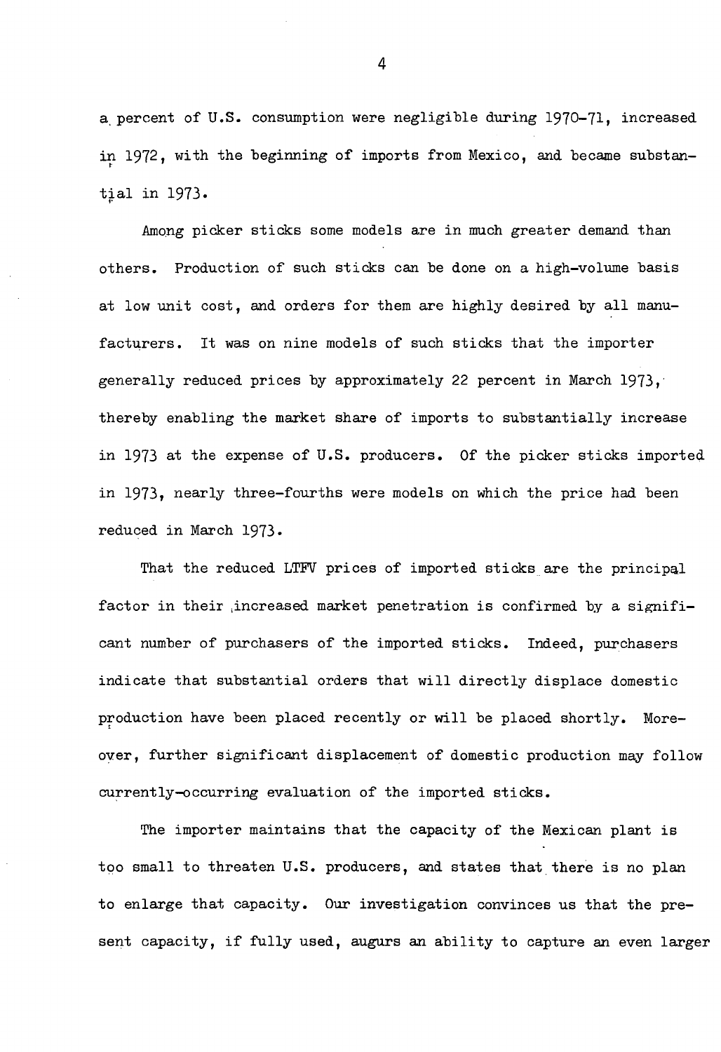a percent of U.S. consumption were negligible during 1970-71, increased in 1972, with the beginning of imports from Mexico, and became substantial in 1973.

Among picker sticks some models are in much greater demand than others. Production of such sticks can be done on a high-volume basis at low unit cost, and orders for them are highly desired by all manufacturers. It was on nine models of such sticks that the importer generally reduced prices by approximately 22 percent in March 1973, thereby enabling the market share of imports to substantially increase in 1973 at the expense of U.S. producers. Of the picker sticks imported in 1973, nearly three-fourths were models on which the price had been reduced in March 1973.

That the reduced LTFV prices of imported sticks are the principal factor in their increased market penetration is confirmed by a significant number of purchasers of the imported sticks. Indeed, purchasers indicate that substantial orders that will directly displace domestic production have been placed recently or will be placed shortly. Moreover, further significant displacement of domestic production may follow currently-occurring evaluation of the imported sticks.

The importer maintains that the capacity of the Mexican plant is too small to threaten U.S. producers, and states that there is no plan to enlarge that capacity. Our investigation convinces us that the present capacity, if fully used, augurs an ability to capture an even larger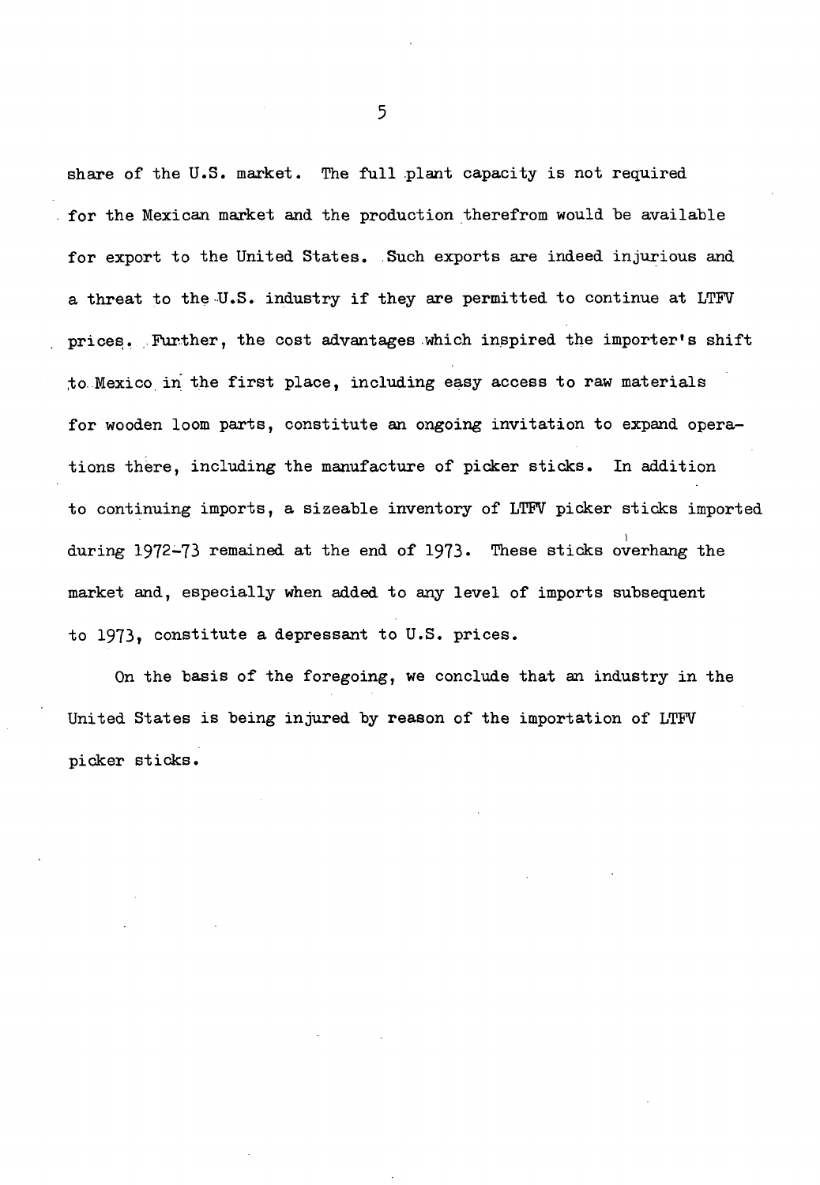share of the U.S. market. The full plant capacity is not required for the Mexican market and the production therefrom would be available for export to the United States. Such exports are indeed injurious and a threat to the U.S. industry if they are permitted to continue at LTFV prices. Further, the cost advantages which inspired the importer's shift to Mexico in the first place, including easy access to raw materials for wooden loom parts, constitute an ongoing invitation to expand operations there, including the manufacture of picker sticks. In addition to continuing imports, a sizeable inventory of LTFV picker sticks imported during 1972-73 remained at the end of 1973. These sticks overhang the market and, especially when added to any level of imports subsequent to 1973, constitute a depressant to U.S. prices.

On the basis of the foregoing, we conclude that an industry in the United States is being injured by reason of the importation of LTFV picker sticks.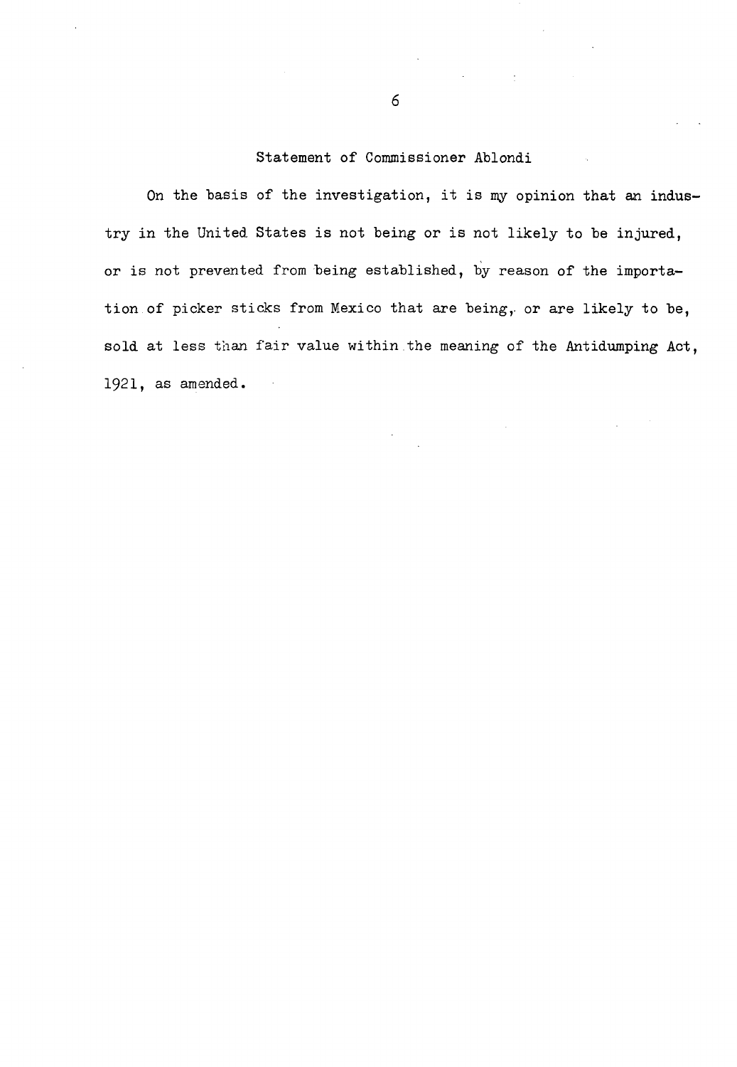## Statement of Commissioner Ablondi

On the basis of the investigation, it is my opinion that an industry in the United States is not being or is not likely to be injured, or is not prevented from being established, by reason of the importation of picker sticks from Mexico that are being, or are likely to be, sold at less than fair value within the meaning of the Antidumping Act, 1921, as amended.